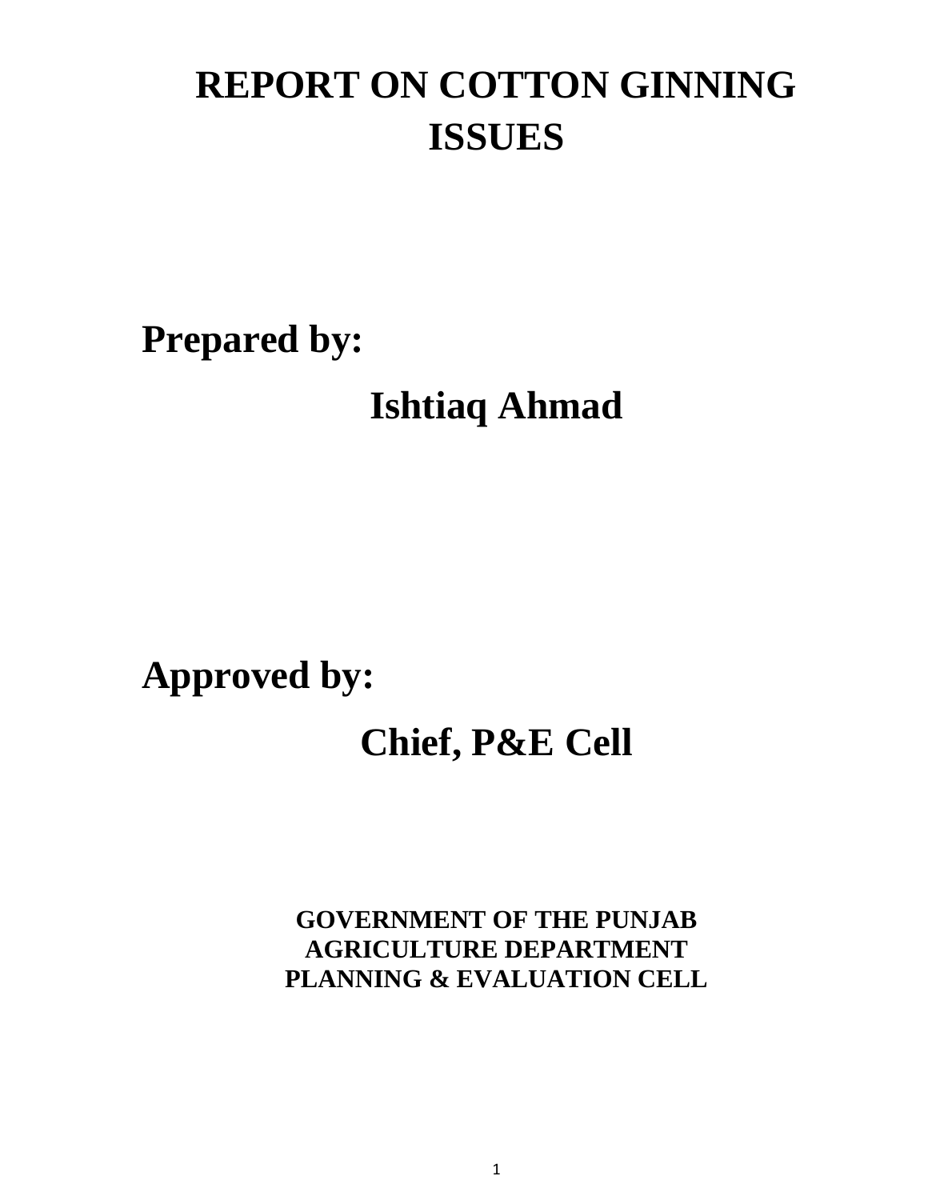# REPORT ON COTTON GINNING ISSUES

**Prepared by:**

**Ishtiaq Ahmad**

**Approved by:**

**Chief, P&E Cell**

**GOVERNMENT OF THE PUNJAB**
**AGRICULTURE DEPARTMENT**
**PLANNING & EVALUATION CELL**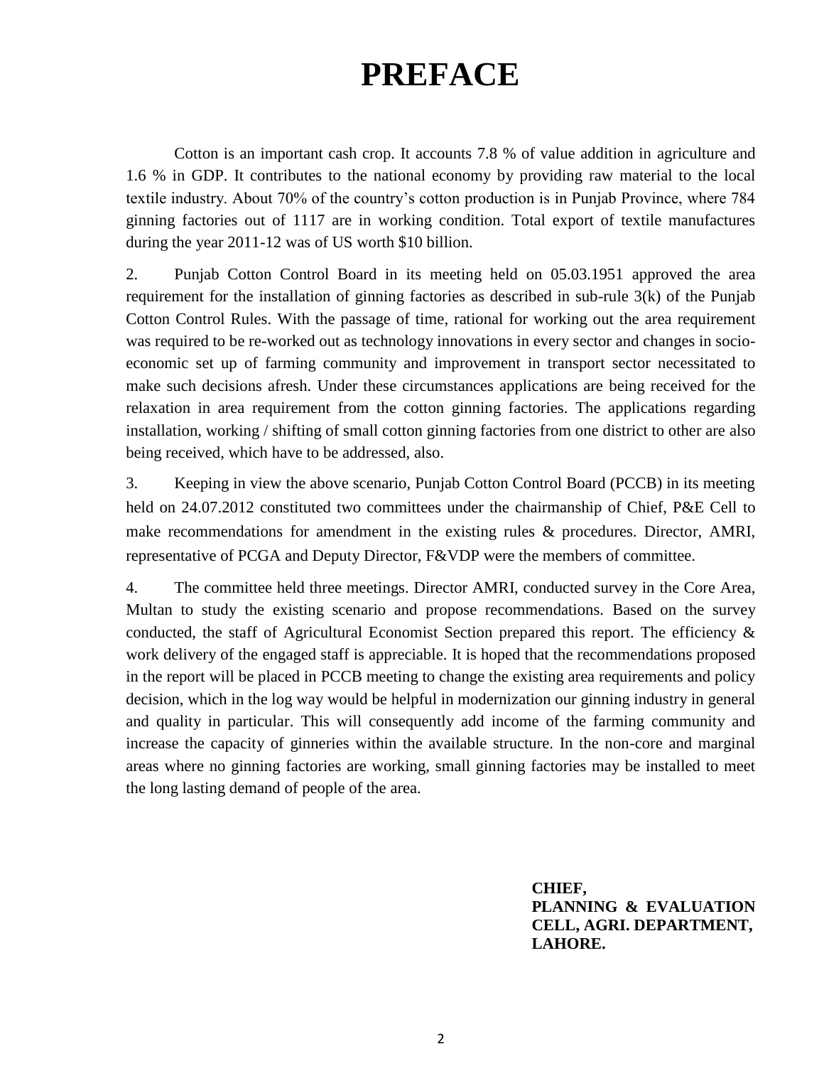# PREFACE

Cotton is an important cash crop. It accounts 7.8 % of value addition in agriculture and 1.6 % in GDP. It contributes to the national economy by providing raw material to the local textile industry. About 70% of the country's cotton production is in Punjab Province, where 784 ginning factories out of 1117 are in working condition. Total export of textile manufactures during the year 2011-12 was of US worth $10 billion.

2. Punjab Cotton Control Board in its meeting held on 05.03.1951 approved the area requirement for the installation of ginning factories as described in sub-rule 3(k) of the Punjab Cotton Control Rules. With the passage of time, rational for working out the area requirement was required to be re-worked out as technology innovations in every sector and changes in socio-economic set up of farming community and improvement in transport sector necessitated to make such decisions afresh. Under these circumstances applications are being received for the relaxation in area requirement from the cotton ginning factories. The applications regarding installation, working / shifting of small cotton ginning factories from one district to other are also being received, which have to be addressed, also.

3. Keeping in view the above scenario, Punjab Cotton Control Board (PCCB) in its meeting held on 24.07.2012 constituted two committees under the chairmanship of Chief, P&E Cell to make recommendations for amendment in the existing rules & procedures. Director, AMRI, representative of PCGA and Deputy Director, F&VDP were the members of committee.

4. The committee held three meetings. Director AMRI, conducted survey in the Core Area, Multan to study the existing scenario and propose recommendations. Based on the survey conducted, the staff of Agricultural Economist Section prepared this report. The efficiency & work delivery of the engaged staff is appreciable. It is hoped that the recommendations proposed in the report will be placed in PCCB meeting to change the existing area requirements and policy decision, which in the log way would be helpful in modernization our ginning industry in general and quality in particular. This will consequently add income of the farming community and increase the capacity of ginneries within the available structure. In the non-core and marginal areas where no ginning factories are working, small ginning factories may be installed to meet the long lasting demand of people of the area.

**CHIEF,**
**PLANNING & EVALUATION CELL, AGRI. DEPARTMENT, LAHORE.**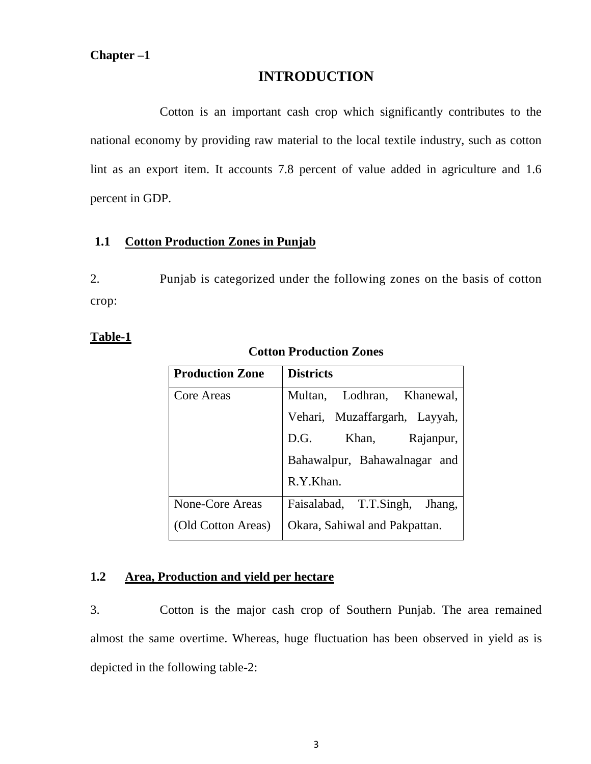**Chapter –1**

# INTRODUCTION

Cotton is an important cash crop which significantly contributes to the national economy by providing raw material to the local textile industry, such as cotton lint as an export item. It accounts 7.8 percent of value added in agriculture and 1.6 percent in GDP.

## 1.1 Cotton Production Zones in Punjab

2. Punjab is categorized under the following zones on the basis of cotton crop:

**Table-1**

**Cotton Production Zones**

| Production Zone | Districts |
|---|---|
| Core Areas | Multan, Lodhran, Khanewal, Vehari, Muzaffargarh, Layyah, D.G. Khan, Rajanpur, Bahawalpur, Bahawalnagar and R.Y.Khan. |
| None-Core Areas (Old Cotton Areas) | Faisalabad, T.T.Singh, Jhang, Okara, Sahiwal and Pakpattan. |

## 1.2 Area, Production and yield per hectare

3. Cotton is the major cash crop of Southern Punjab. The area remained almost the same overtime. Whereas, huge fluctuation has been observed in yield as is depicted in the following table-2: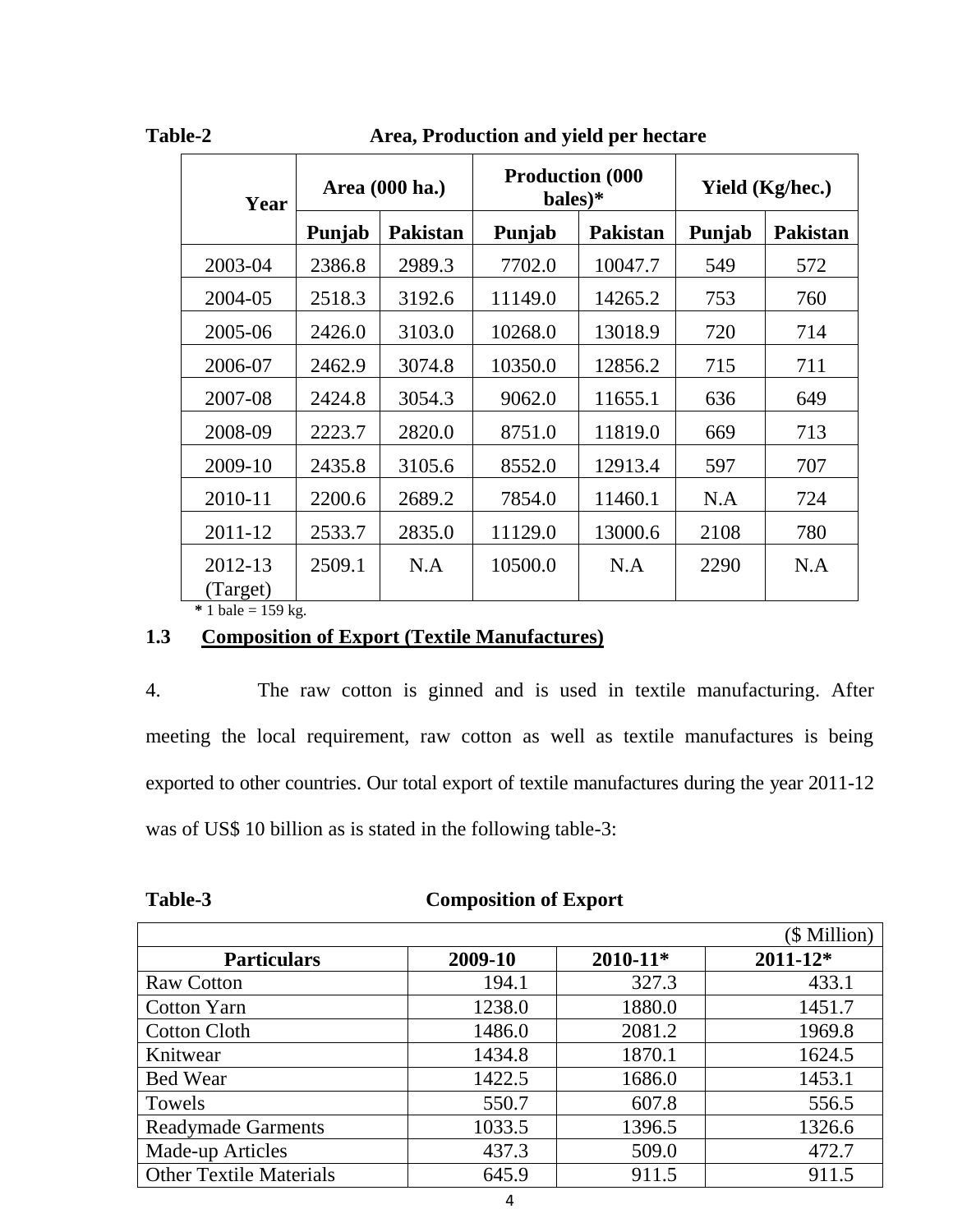**Table-2** **Area, Production and yield per hectare**

| Year | Area (000 ha.) | | Production (000 bales)* | | Yield (Kg/hec.) | |
|---|---|---|---|---|---|---|
| | Punjab | Pakistan | Punjab | Pakistan | Punjab | Pakistan |
| 2003-04 | 2386.8 | 2989.3 | 7702.0 | 10047.7 | 549 | 572 |
| 2004-05 | 2518.3 | 3192.6 | 11149.0 | 14265.2 | 753 | 760 |
| 2005-06 | 2426.0 | 3103.0 | 10268.0 | 13018.9 | 720 | 714 |
| 2006-07 | 2462.9 | 3074.8 | 10350.0 | 12856.2 | 715 | 711 |
| 2007-08 | 2424.8 | 3054.3 | 9062.0 | 11655.1 | 636 | 649 |
| 2008-09 | 2223.7 | 2820.0 | 8751.0 | 11819.0 | 669 | 713 |
| 2009-10 | 2435.8 | 3105.6 | 8552.0 | 12913.4 | 597 | 707 |
| 2010-11 | 2200.6 | 2689.2 | 7854.0 | 11460.1 | N.A | 724 |
| 2011-12 | 2533.7 | 2835.0 | 11129.0 | 13000.6 | 2108 | 780 |
| 2012-13 (Target) | 2509.1 | N.A | 10500.0 | N.A | 2290 | N.A |

\* 1 bale = 159 kg.

### 1.3 Composition of Export (Textile Manufactures)

4. The raw cotton is ginned and is used in textile manufacturing. After meeting the local requirement, raw cotton as well as textile manufactures is being exported to other countries. Our total export of textile manufactures during the year 2011-12 was of US$ 10 billion as is stated in the following table-3:

**Table-3** **Composition of Export**

($ Million)

| Particulars | 2009-10 | 2010-11* | 2011-12* |
|---|---|---|---|
| Raw Cotton | 194.1 | 327.3 | 433.1 |
| Cotton Yarn | 1238.0 | 1880.0 | 1451.7 |
| Cotton Cloth | 1486.0 | 2081.2 | 1969.8 |
| Knitwear | 1434.8 | 1870.1 | 1624.5 |
| Bed Wear | 1422.5 | 1686.0 | 1453.1 |
| Towels | 550.7 | 607.8 | 556.5 |
| Readymade Garments | 1033.5 | 1396.5 | 1326.6 |
| Made-up Articles | 437.3 | 509.0 | 472.7 |
| Other Textile Materials | 645.9 | 911.5 | 911.5 |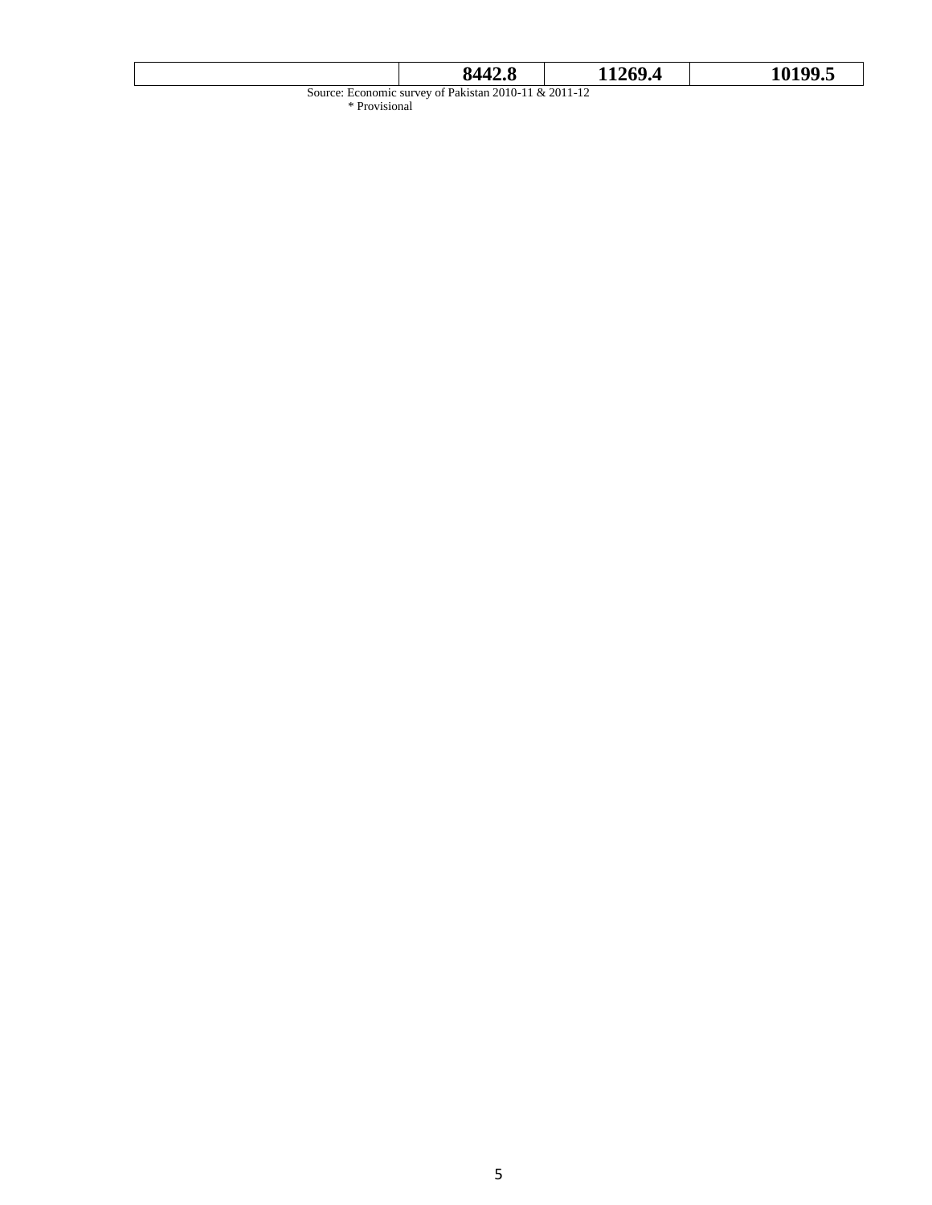| | 8442.8 | 11269.4 | 10199.5 |
|---|---|---|---|

Source: Economic survey of Pakistan 2010-11 & 2011-12
* Provisional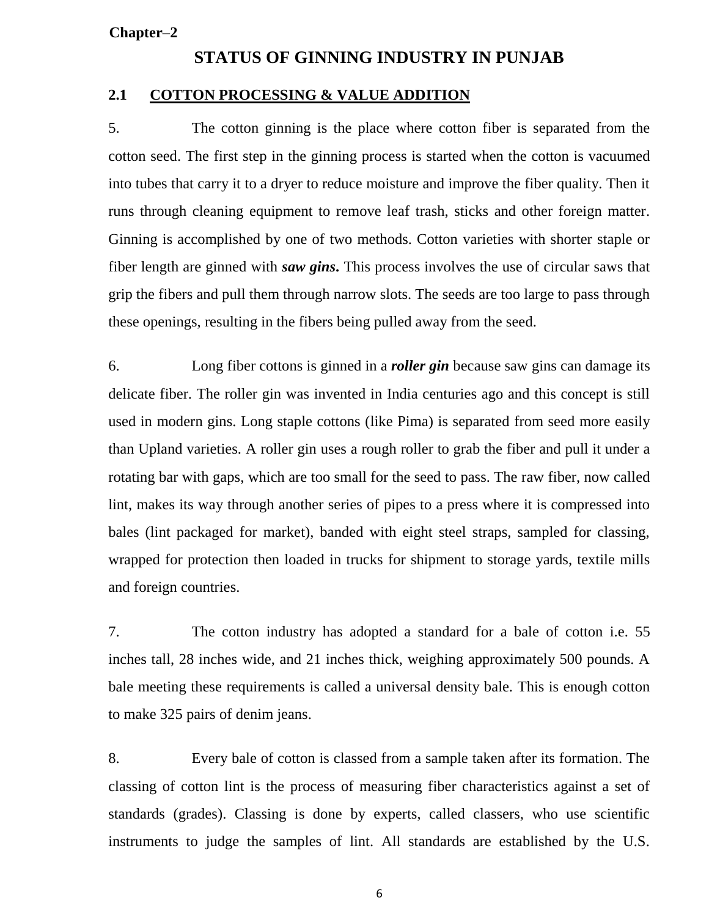**Chapter–2**

# STATUS OF GINNING INDUSTRY IN PUNJAB

## 2.1 COTTON PROCESSING & VALUE ADDITION

5. The cotton ginning is the place where cotton fiber is separated from the cotton seed. The first step in the ginning process is started when the cotton is vacuumed into tubes that carry it to a dryer to reduce moisture and improve the fiber quality. Then it runs through cleaning equipment to remove leaf trash, sticks and other foreign matter. Ginning is accomplished by one of two methods. Cotton varieties with shorter staple or fiber length are ginned with ***saw gins*.** This process involves the use of circular saws that grip the fibers and pull them through narrow slots. The seeds are too large to pass through these openings, resulting in the fibers being pulled away from the seed.

6. Long fiber cottons is ginned in a ***roller gin*** because saw gins can damage its delicate fiber. The roller gin was invented in India centuries ago and this concept is still used in modern gins. Long staple cottons (like Pima) is separated from seed more easily than Upland varieties. A roller gin uses a rough roller to grab the fiber and pull it under a rotating bar with gaps, which are too small for the seed to pass. The raw fiber, now called lint, makes its way through another series of pipes to a press where it is compressed into bales (lint packaged for market), banded with eight steel straps, sampled for classing, wrapped for protection then loaded in trucks for shipment to storage yards, textile mills and foreign countries.

7. The cotton industry has adopted a standard for a bale of cotton i.e. 55 inches tall, 28 inches wide, and 21 inches thick, weighing approximately 500 pounds. A bale meeting these requirements is called a universal density bale. This is enough cotton to make 325 pairs of denim jeans.

8. Every bale of cotton is classed from a sample taken after its formation. The classing of cotton lint is the process of measuring fiber characteristics against a set of standards (grades). Classing is done by experts, called classers, who use scientific instruments to judge the samples of lint. All standards are established by the U.S.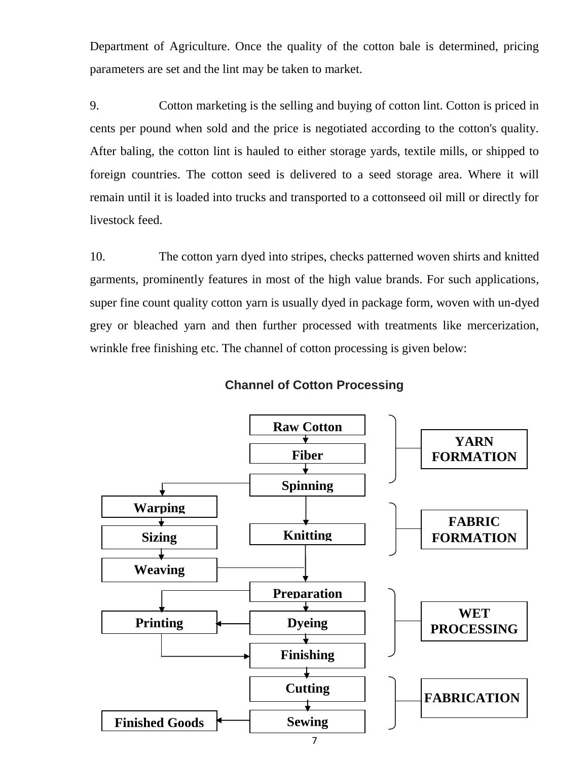Department of Agriculture. Once the quality of the cotton bale is determined, pricing parameters are set and the lint may be taken to market.

9. Cotton marketing is the selling and buying of cotton lint. Cotton is priced in cents per pound when sold and the price is negotiated according to the cotton's quality. After baling, the cotton lint is hauled to either storage yards, textile mills, or shipped to foreign countries. The cotton seed is delivered to a seed storage area. Where it will remain until it is loaded into trucks and transported to a cottonseed oil mill or directly for livestock feed.

10. The cotton yarn dyed into stripes, checks patterned woven shirts and knitted garments, prominently features in most of the high value brands. For such applications, super fine count quality cotton yarn is usually dyed in package form, woven with un-dyed grey or bleached yarn and then further processed with treatments like mercerization, wrinkle free finishing etc. The channel of cotton processing is given below:

**Channel of Cotton Processing**

**YARN FORMATION**
- Raw Cotton → Fiber → Spinning

**FABRIC FORMATION**
- Spinning → Warping → Sizing → Weaving
- Spinning → Knitting

**WET PROCESSING**
- Weaving / Knitting → Preparation
- Preparation → Dyeing → Finishing
- Preparation → Printing → Finishing
- Dyeing → Printing

**FABRICATION**
- Finishing → Cutting → Sewing → Finished Goods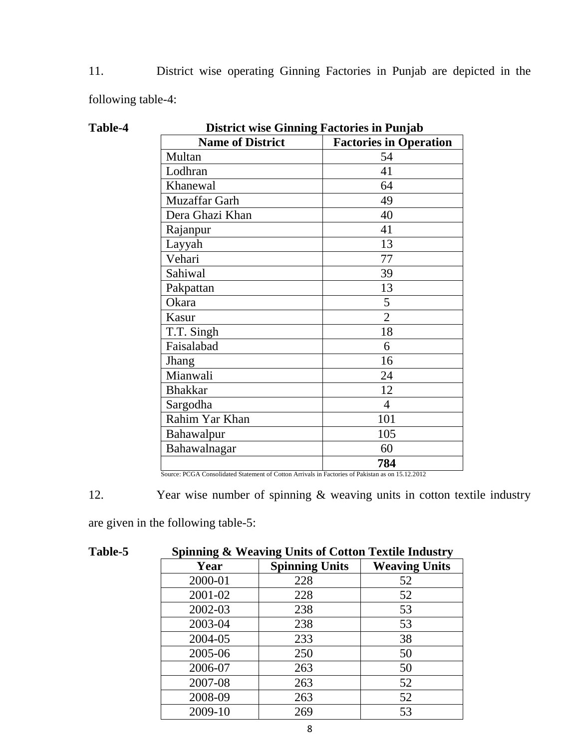11. District wise operating Ginning Factories in Punjab are depicted in the following table-4:

**Table-4 District wise Ginning Factories in Punjab**

| Name of District | Factories in Operation |
|---|---|
| Multan | 54 |
| Lodhran | 41 |
| Khanewal | 64 |
| Muzaffar Garh | 49 |
| Dera Ghazi Khan | 40 |
| Rajanpur | 41 |
| Layyah | 13 |
| Vehari | 77 |
| Sahiwal | 39 |
| Pakpattan | 13 |
| Okara | 5 |
| Kasur | 2 |
| T.T. Singh | 18 |
| Faisalabad | 6 |
| Jhang | 16 |
| Mianwali | 24 |
| Bhakkar | 12 |
| Sargodha | 4 |
| Rahim Yar Khan | 101 |
| Bahawalpur | 105 |
| Bahawalnagar | 60 |
| | **784** |

Source: PCGA Consolidated Statement of Cotton Arrivals in Factories of Pakistan as on 15.12.2012

12. Year wise number of spinning & weaving units in cotton textile industry are given in the following table-5:

**Table-5 Spinning & Weaving Units of Cotton Textile Industry**

| Year | Spinning Units | Weaving Units |
|---|---|---|
| 2000-01 | 228 | 52 |
| 2001-02 | 228 | 52 |
| 2002-03 | 238 | 53 |
| 2003-04 | 238 | 53 |
| 2004-05 | 233 | 38 |
| 2005-06 | 250 | 50 |
| 2006-07 | 263 | 50 |
| 2007-08 | 263 | 52 |
| 2008-09 | 263 | 52 |
| 2009-10 | 269 | 53 |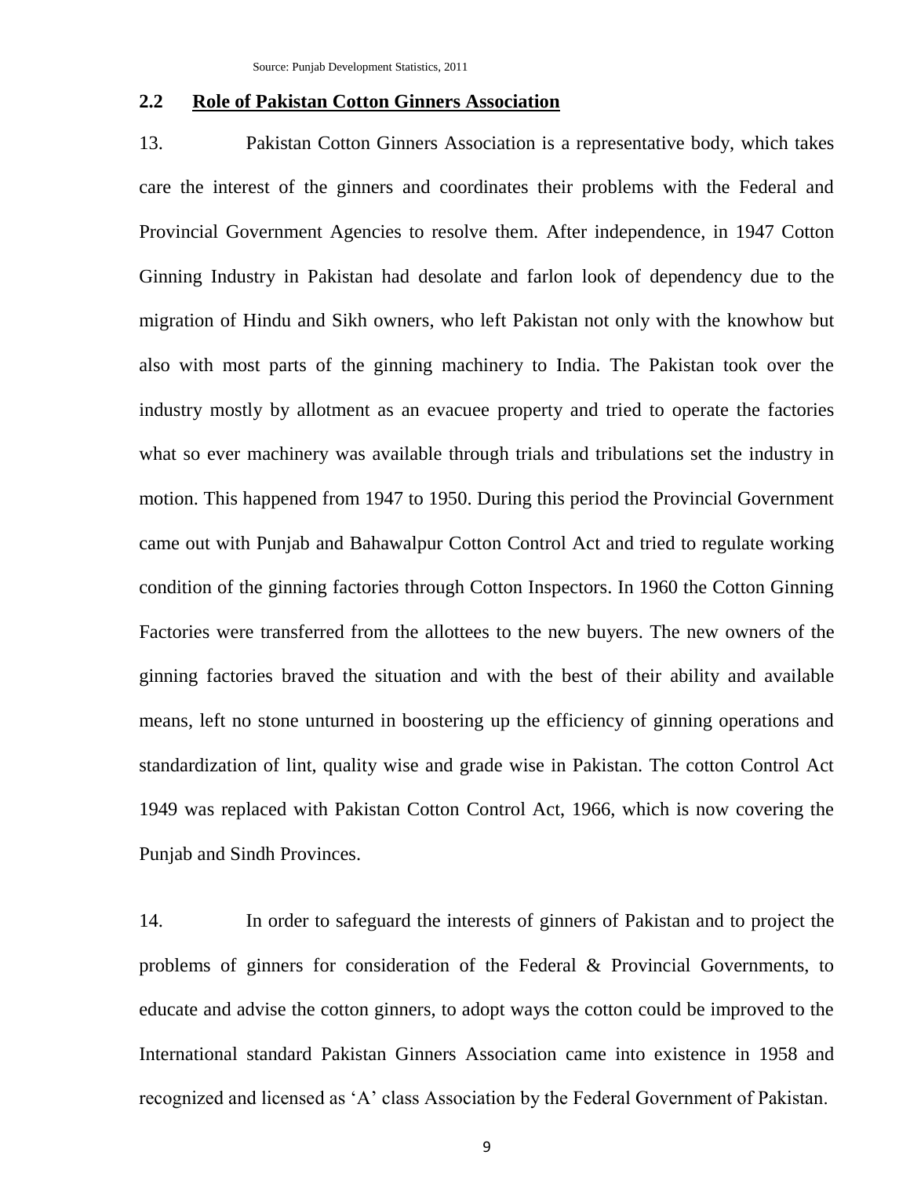Source: Punjab Development Statistics, 2011

## 2.2 Role of Pakistan Cotton Ginners Association

13. Pakistan Cotton Ginners Association is a representative body, which takes care the interest of the ginners and coordinates their problems with the Federal and Provincial Government Agencies to resolve them. After independence, in 1947 Cotton Ginning Industry in Pakistan had desolate and farlon look of dependency due to the migration of Hindu and Sikh owners, who left Pakistan not only with the knowhow but also with most parts of the ginning machinery to India. The Pakistan took over the industry mostly by allotment as an evacuee property and tried to operate the factories what so ever machinery was available through trials and tribulations set the industry in motion. This happened from 1947 to 1950. During this period the Provincial Government came out with Punjab and Bahawalpur Cotton Control Act and tried to regulate working condition of the ginning factories through Cotton Inspectors. In 1960 the Cotton Ginning Factories were transferred from the allottees to the new buyers. The new owners of the ginning factories braved the situation and with the best of their ability and available means, left no stone unturned in boostering up the efficiency of ginning operations and standardization of lint, quality wise and grade wise in Pakistan. The cotton Control Act 1949 was replaced with Pakistan Cotton Control Act, 1966, which is now covering the Punjab and Sindh Provinces.

14. In order to safeguard the interests of ginners of Pakistan and to project the problems of ginners for consideration of the Federal & Provincial Governments, to educate and advise the cotton ginners, to adopt ways the cotton could be improved to the International standard Pakistan Ginners Association came into existence in 1958 and recognized and licensed as 'A' class Association by the Federal Government of Pakistan.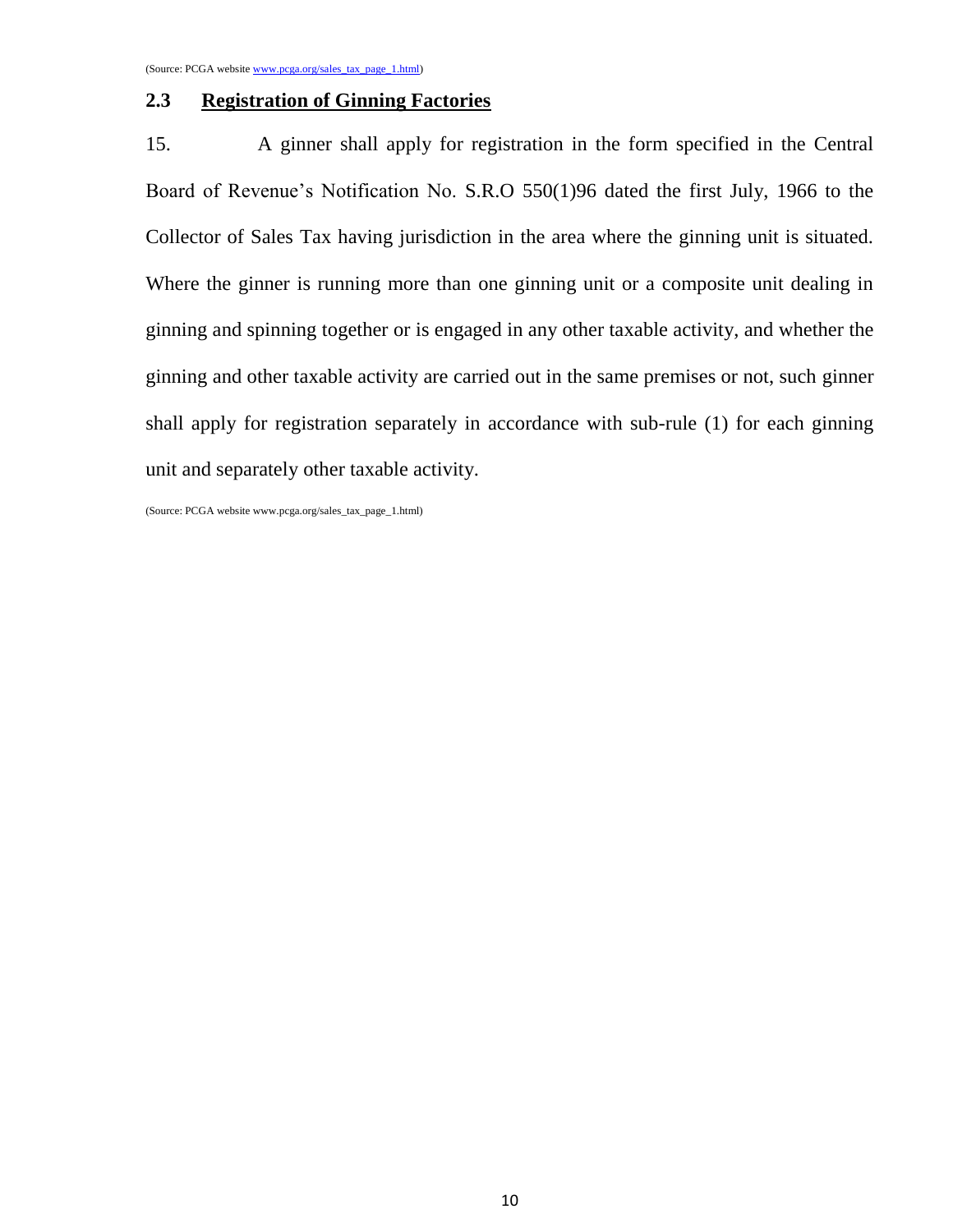(Source: PCGA website [www.pcga.org/sales_tax_page_1.html](www.pcga.org/sales_tax_page_1.html))

## 2.3 Registration of Ginning Factories

15. A ginner shall apply for registration in the form specified in the Central Board of Revenue's Notification No. S.R.O 550(1)96 dated the first July, 1966 to the Collector of Sales Tax having jurisdiction in the area where the ginning unit is situated. Where the ginner is running more than one ginning unit or a composite unit dealing in ginning and spinning together or is engaged in any other taxable activity, and whether the ginning and other taxable activity are carried out in the same premises or not, such ginner shall apply for registration separately in accordance with sub-rule (1) for each ginning unit and separately other taxable activity.

(Source: PCGA website www.pcga.org/sales_tax_page_1.html)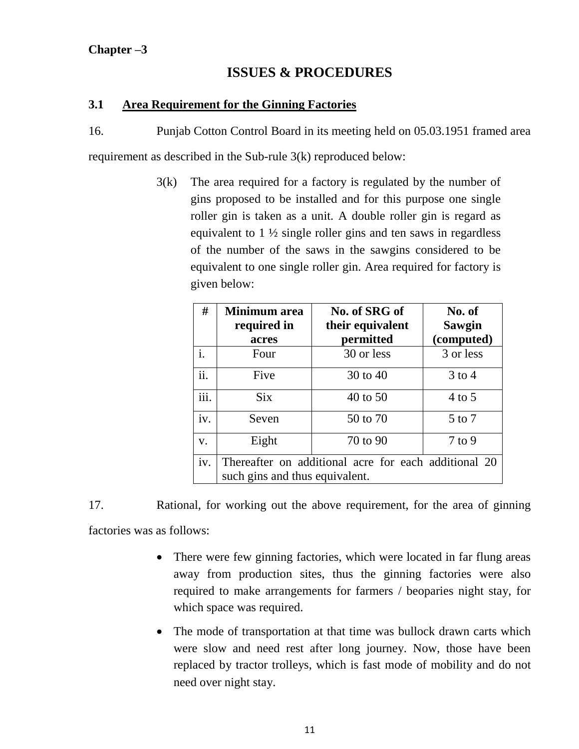**Chapter –3**

# ISSUES & PROCEDURES

## 3.1 Area Requirement for the Ginning Factories

16. Punjab Cotton Control Board in its meeting held on 05.03.1951 framed area requirement as described in the Sub-rule 3(k) reproduced below:

> 3(k) The area required for a factory is regulated by the number of gins proposed to be installed and for this purpose one single roller gin is taken as a unit. A double roller gin is regard as equivalent to 1 ½ single roller gins and ten saws in regardless of the number of the saws in the sawgins considered to be equivalent to one single roller gin. Area required for factory is given below:

| # | Minimum area required in acres | No. of SRG of their equivalent permitted | No. of Sawgin (computed) |
|---|---|---|---|
| i. | Four | 30 or less | 3 or less |
| ii. | Five | 30 to 40 | 3 to 4 |
| iii. | Six | 40 to 50 | 4 to 5 |
| iv. | Seven | 50 to 70 | 5 to 7 |
| v. | Eight | 70 to 90 | 7 to 9 |
| iv. | Thereafter on additional acre for each additional 20 such gins and thus equivalent. | | |

17. Rational, for working out the above requirement, for the area of ginning factories was as follows:

- There were few ginning factories, which were located in far flung areas away from production sites, thus the ginning factories were also required to make arrangements for farmers / beoparies night stay, for which space was required.
- The mode of transportation at that time was bullock drawn carts which were slow and need rest after long journey. Now, those have been replaced by tractor trolleys, which is fast mode of mobility and do not need over night stay.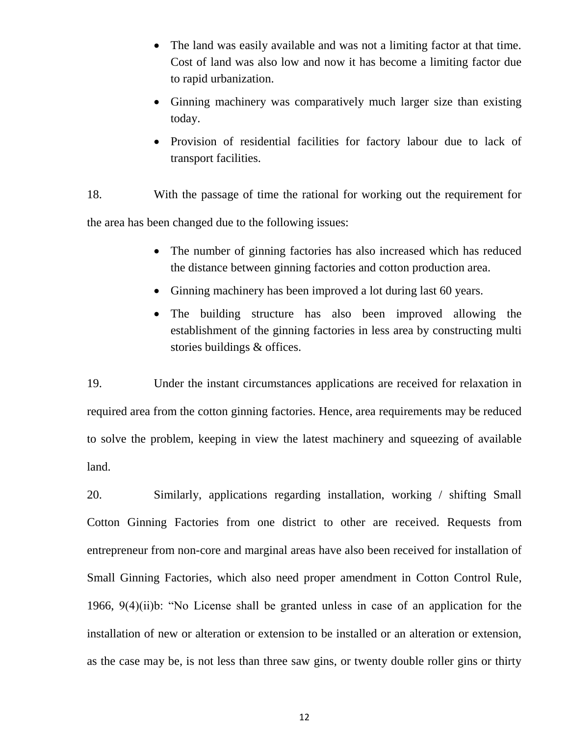- The land was easily available and was not a limiting factor at that time. Cost of land was also low and now it has become a limiting factor due to rapid urbanization.
- Ginning machinery was comparatively much larger size than existing today.
- Provision of residential facilities for factory labour due to lack of transport facilities.

18. With the passage of time the rational for working out the requirement for the area has been changed due to the following issues:

- The number of ginning factories has also increased which has reduced the distance between ginning factories and cotton production area.
- Ginning machinery has been improved a lot during last 60 years.
- The building structure has also been improved allowing the establishment of the ginning factories in less area by constructing multi stories buildings & offices.

19. Under the instant circumstances applications are received for relaxation in required area from the cotton ginning factories. Hence, area requirements may be reduced to solve the problem, keeping in view the latest machinery and squeezing of available land.

20. Similarly, applications regarding installation, working / shifting Small Cotton Ginning Factories from one district to other are received. Requests from entrepreneur from non-core and marginal areas have also been received for installation of Small Ginning Factories, which also need proper amendment in Cotton Control Rule, 1966, 9(4)(ii)b: "No License shall be granted unless in case of an application for the installation of new or alteration or extension to be installed or an alteration or extension, as the case may be, is not less than three saw gins, or twenty double roller gins or thirty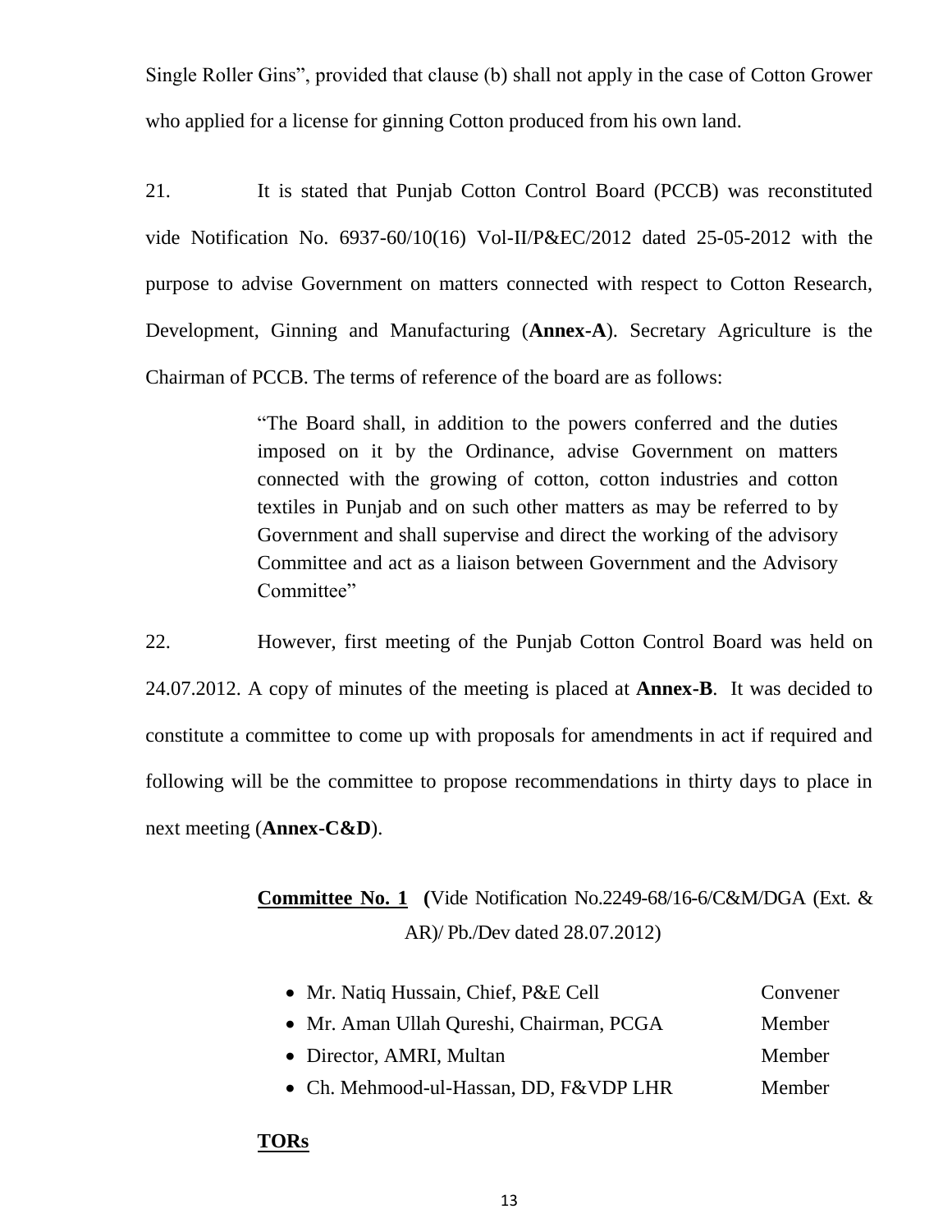Single Roller Gins", provided that clause (b) shall not apply in the case of Cotton Grower who applied for a license for ginning Cotton produced from his own land.

21. It is stated that Punjab Cotton Control Board (PCCB) was reconstituted vide Notification No. 6937-60/10(16) Vol-II/P&EC/2012 dated 25-05-2012 with the purpose to advise Government on matters connected with respect to Cotton Research, Development, Ginning and Manufacturing (**Annex-A**). Secretary Agriculture is the Chairman of PCCB. The terms of reference of the board are as follows:

> "The Board shall, in addition to the powers conferred and the duties imposed on it by the Ordinance, advise Government on matters connected with the growing of cotton, cotton industries and cotton textiles in Punjab and on such other matters as may be referred to by Government and shall supervise and direct the working of the advisory Committee and act as a liaison between Government and the Advisory Committee"

22. However, first meeting of the Punjab Cotton Control Board was held on 24.07.2012. A copy of minutes of the meeting is placed at **Annex-B**. It was decided to constitute a committee to come up with proposals for amendments in act if required and following will be the committee to propose recommendations in thirty days to place in next meeting (**Annex-C&D**).

**<u>Committee No. 1</u> (**Vide Notification No.2249-68/16-6/C&M/DGA (Ext. & AR)/ Pb./Dev dated 28.07.2012)

- Mr. Natiq Hussain, Chief, P&E Cell — Convener
- Mr. Aman Ullah Qureshi, Chairman, PCGA — Member
- Director, AMRI, Multan — Member
- Ch. Mehmood-ul-Hassan, DD, F&VDP LHR — Member

**<u>TORs</u>**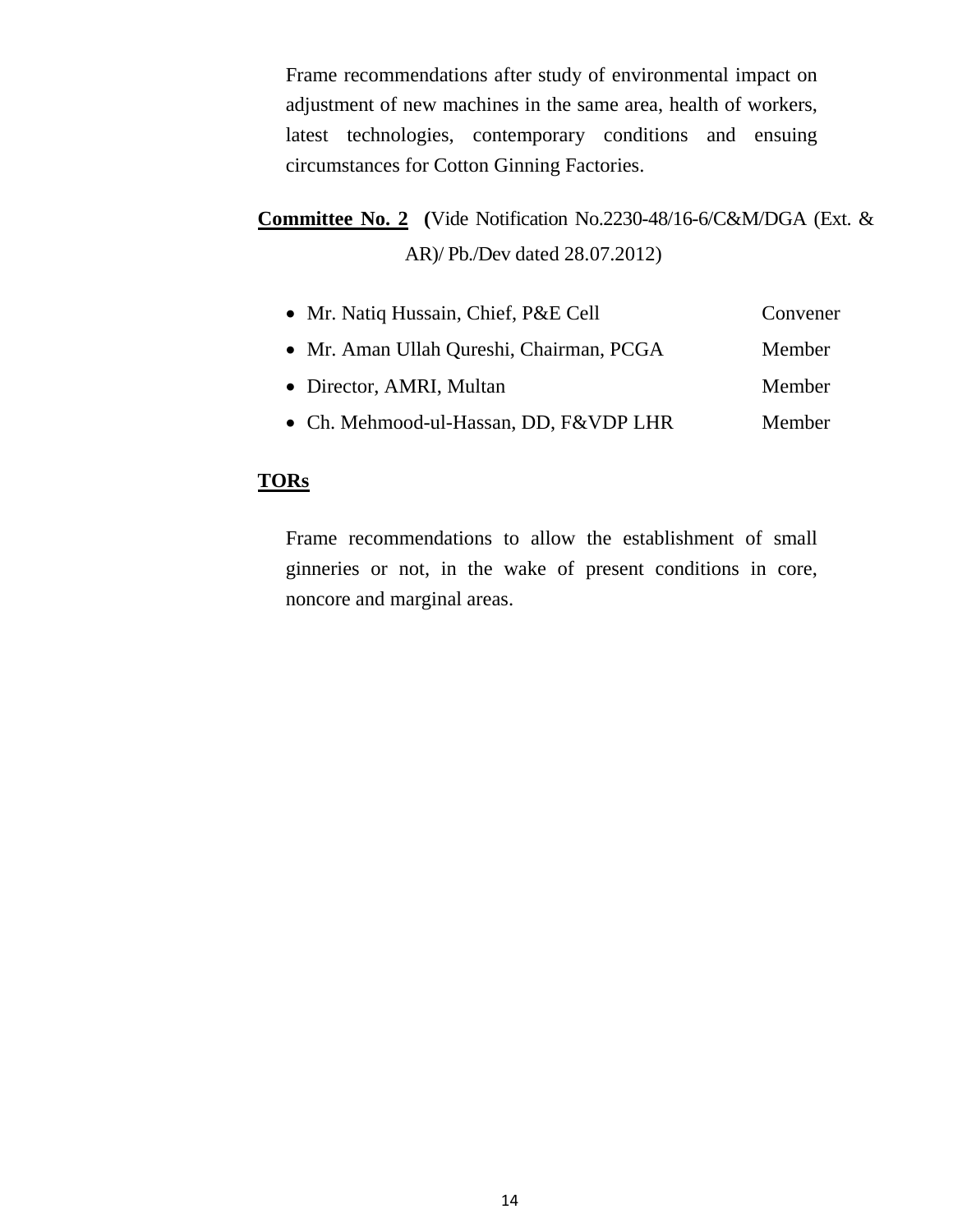Frame recommendations after study of environmental impact on adjustment of new machines in the same area, health of workers, latest technologies, contemporary conditions and ensuing circumstances for Cotton Ginning Factories.

**Committee No. 2** (Vide Notification No.2230-48/16-6/C&M/DGA (Ext. & AR)/ Pb./Dev dated 28.07.2012)

- Mr. Natiq Hussain, Chief, P&E Cell — Convener
- Mr. Aman Ullah Qureshi, Chairman, PCGA — Member
- Director, AMRI, Multan — Member
- Ch. Mehmood-ul-Hassan, DD, F&VDP LHR — Member

**TORs**

Frame recommendations to allow the establishment of small ginneries or not, in the wake of present conditions in core, noncore and marginal areas.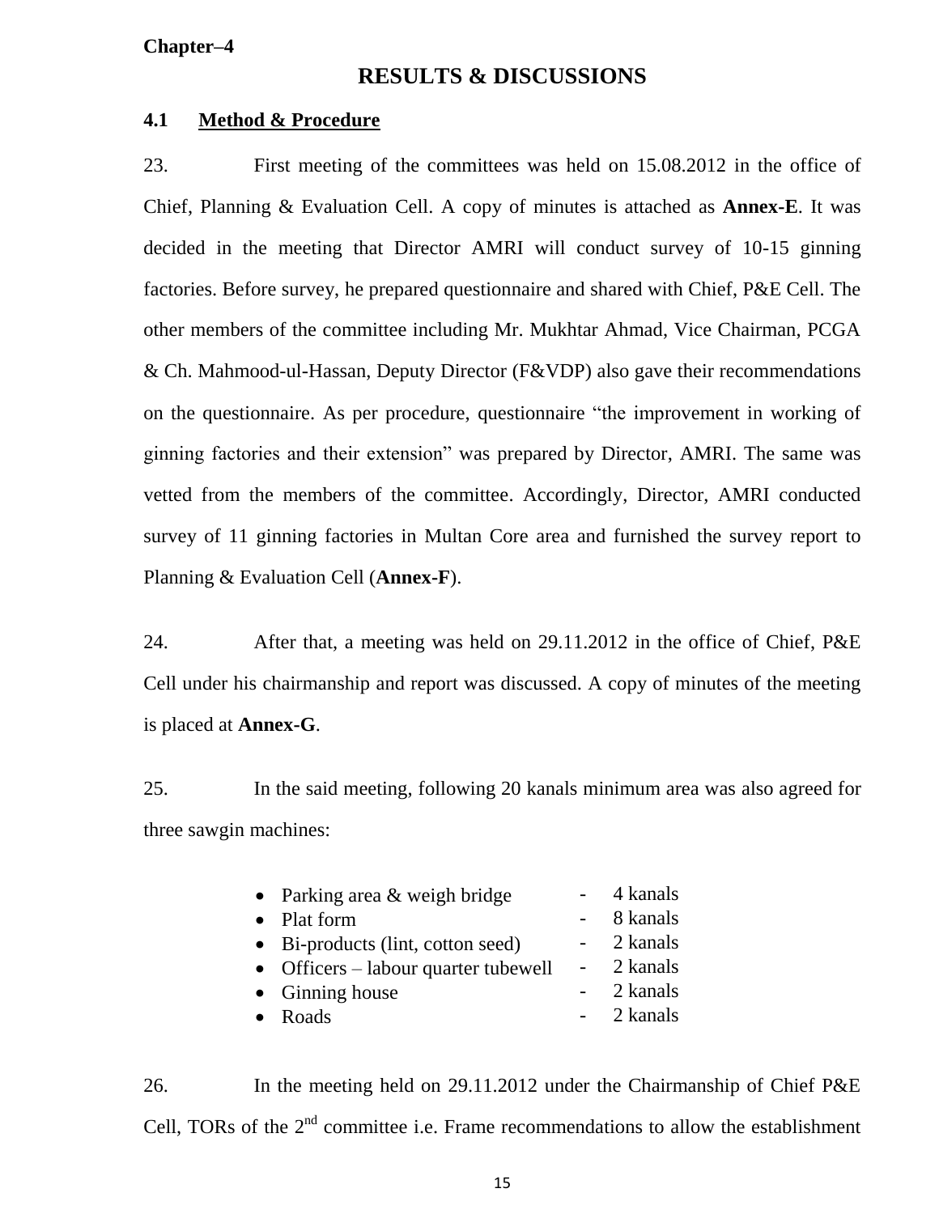**Chapter–4**

# RESULTS & DISCUSSIONS

## 4.1 Method & Procedure

23. First meeting of the committees was held on 15.08.2012 in the office of Chief, Planning & Evaluation Cell. A copy of minutes is attached as **Annex-E**. It was decided in the meeting that Director AMRI will conduct survey of 10-15 ginning factories. Before survey, he prepared questionnaire and shared with Chief, P&E Cell. The other members of the committee including Mr. Mukhtar Ahmad, Vice Chairman, PCGA & Ch. Mahmood-ul-Hassan, Deputy Director (F&VDP) also gave their recommendations on the questionnaire. As per procedure, questionnaire "the improvement in working of ginning factories and their extension" was prepared by Director, AMRI. The same was vetted from the members of the committee. Accordingly, Director, AMRI conducted survey of 11 ginning factories in Multan Core area and furnished the survey report to Planning & Evaluation Cell (**Annex-F**).

24. After that, a meeting was held on 29.11.2012 in the office of Chief, P&E Cell under his chairmanship and report was discussed. A copy of minutes of the meeting is placed at **Annex-G**.

25. In the said meeting, following 20 kanals minimum area was also agreed for three sawgin machines:

- Parking area & weigh bridge - 4 kanals
- Plat form - 8 kanals
- Bi-products (lint, cotton seed) - 2 kanals
- Officers – labour quarter tubewell - 2 kanals
- Ginning house - 2 kanals
- Roads - 2 kanals

26. In the meeting held on 29.11.2012 under the Chairmanship of Chief P&E Cell, TORs of the 2nd committee i.e. Frame recommendations to allow the establishment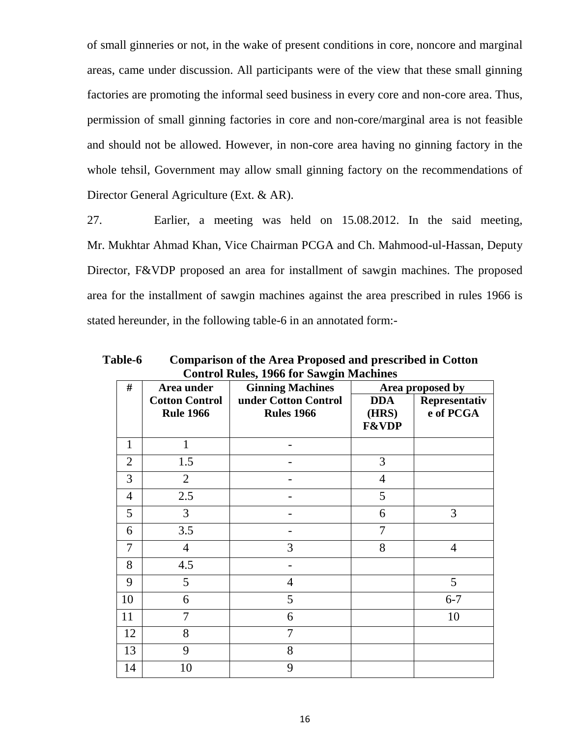of small ginneries or not, in the wake of present conditions in core, noncore and marginal areas, came under discussion. All participants were of the view that these small ginning factories are promoting the informal seed business in every core and non-core area. Thus, permission of small ginning factories in core and non-core/marginal area is not feasible and should not be allowed. However, in non-core area having no ginning factory in the whole tehsil, Government may allow small ginning factory on the recommendations of Director General Agriculture (Ext. & AR).

27. Earlier, a meeting was held on 15.08.2012. In the said meeting, Mr. Mukhtar Ahmad Khan, Vice Chairman PCGA and Ch. Mahmood-ul-Hassan, Deputy Director, F&VDP proposed an area for installment of sawgin machines. The proposed area for the installment of sawgin machines against the area prescribed in rules 1966 is stated hereunder, in the following table-6 in an annotated form:-

**Table-6 Comparison of the Area Proposed and prescribed in Cotton Control Rules, 1966 for Sawgin Machines**

| # | Area under Cotton Control Rule 1966 | Ginning Machines under Cotton Control Rules 1966 | Area proposed by | |
|---|---|---|---|---|
| | | | DDA (HRS) F&VDP | Representative of PCGA |
| 1 | 1 | - | | |
| 2 | 1.5 | - | 3 | |
| 3 | 2 | - | 4 | |
| 4 | 2.5 | - | 5 | |
| 5 | 3 | - | 6 | 3 |
| 6 | 3.5 | - | 7 | |
| 7 | 4 | 3 | 8 | 4 |
| 8 | 4.5 | - | | |
| 9 | 5 | 4 | | 5 |
| 10 | 6 | 5 | | 6-7 |
| 11 | 7 | 6 | | 10 |
| 12 | 8 | 7 | | |
| 13 | 9 | 8 | | |
| 14 | 10 | 9 | | |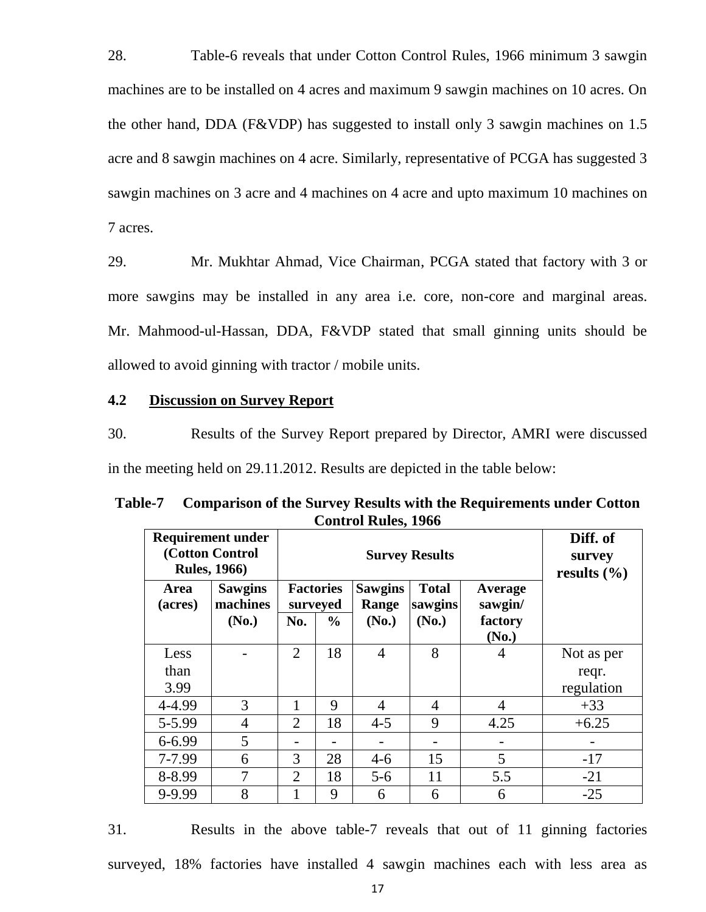28. Table-6 reveals that under Cotton Control Rules, 1966 minimum 3 sawgin machines are to be installed on 4 acres and maximum 9 sawgin machines on 10 acres. On the other hand, DDA (F&VDP) has suggested to install only 3 sawgin machines on 1.5 acre and 8 sawgin machines on 4 acre. Similarly, representative of PCGA has suggested 3 sawgin machines on 3 acre and 4 machines on 4 acre and upto maximum 10 machines on 7 acres.

29. Mr. Mukhtar Ahmad, Vice Chairman, PCGA stated that factory with 3 or more sawgins may be installed in any area i.e. core, non-core and marginal areas. Mr. Mahmood-ul-Hassan, DDA, F&VDP stated that small ginning units should be allowed to avoid ginning with tractor / mobile units.

### 4.2 Discussion on Survey Report

30. Results of the Survey Report prepared by Director, AMRI were discussed in the meeting held on 29.11.2012. Results are depicted in the table below:

**Table-7 Comparison of the Survey Results with the Requirements under Cotton Control Rules, 1966**

| Requirement under (Cotton Control Rules, 1966) | | Survey Results | | | | | Diff. of survey results (%) |
|---|---|---|---|---|---|---|---|
| Area (acres) | Sawgins machines (No.) | Factories surveyed | | Sawgins Range (No.) | Total sawgins (No.) | Average sawgin/ factory (No.) | |
| | | No. | % | | | | |
| Less than 3.99 | - | 2 | 18 | 4 | 8 | 4 | Not as per reqr. regulation |
| 4-4.99 | 3 | 1 | 9 | 4 | 4 | 4 | +33 |
| 5-5.99 | 4 | 2 | 18 | 4-5 | 9 | 4.25 | +6.25 |
| 6-6.99 | 5 | - | - | - | - | - | - |
| 7-7.99 | 6 | 3 | 28 | 4-6 | 15 | 5 | -17 |
| 8-8.99 | 7 | 2 | 18 | 5-6 | 11 | 5.5 | -21 |
| 9-9.99 | 8 | 1 | 9 | 6 | 6 | 6 | -25 |

31. Results in the above table-7 reveals that out of 11 ginning factories surveyed, 18% factories have installed 4 sawgin machines each with less area as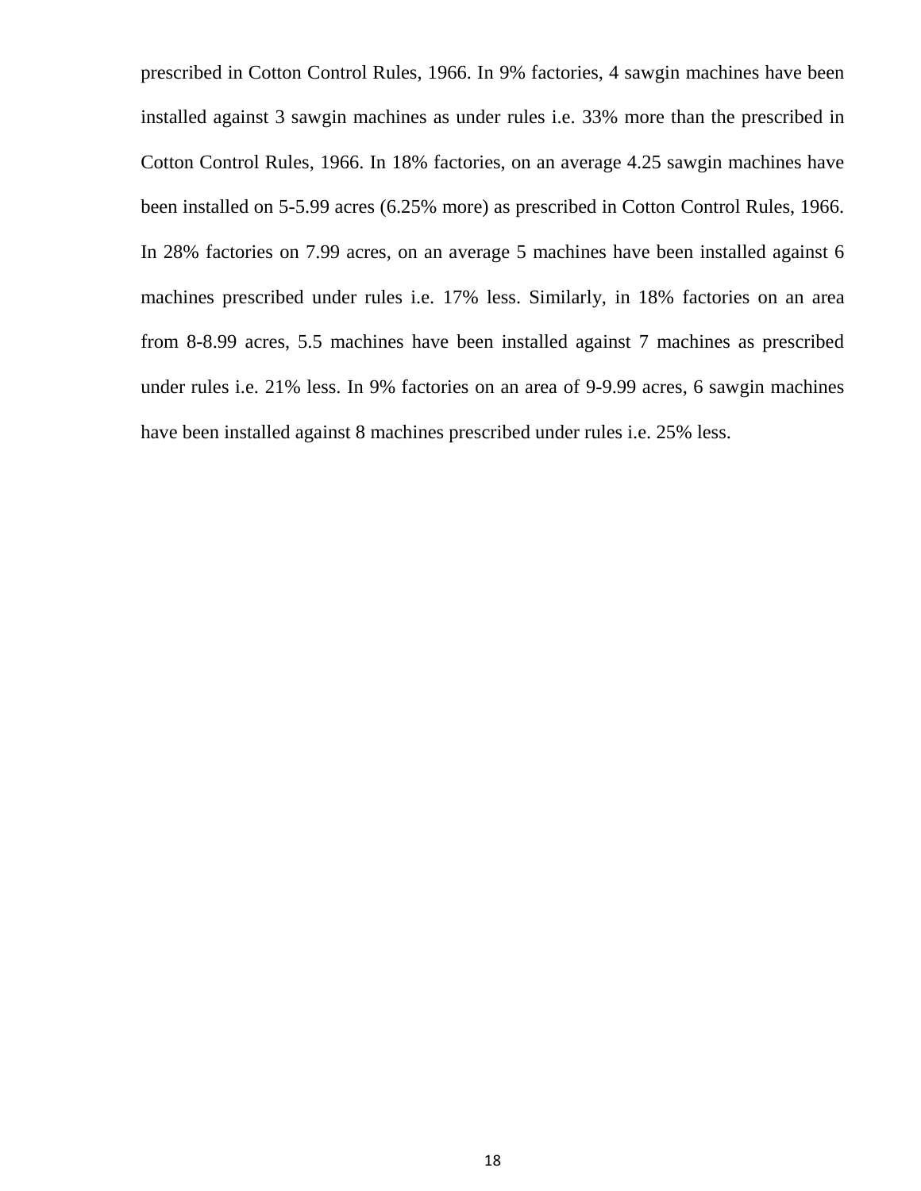prescribed in Cotton Control Rules, 1966. In 9% factories, 4 sawgin machines have been installed against 3 sawgin machines as under rules i.e. 33% more than the prescribed in Cotton Control Rules, 1966. In 18% factories, on an average 4.25 sawgin machines have been installed on 5-5.99 acres (6.25% more) as prescribed in Cotton Control Rules, 1966. In 28% factories on 7.99 acres, on an average 5 machines have been installed against 6 machines prescribed under rules i.e. 17% less. Similarly, in 18% factories on an area from 8-8.99 acres, 5.5 machines have been installed against 7 machines as prescribed under rules i.e. 21% less. In 9% factories on an area of 9-9.99 acres, 6 sawgin machines have been installed against 8 machines prescribed under rules i.e. 25% less.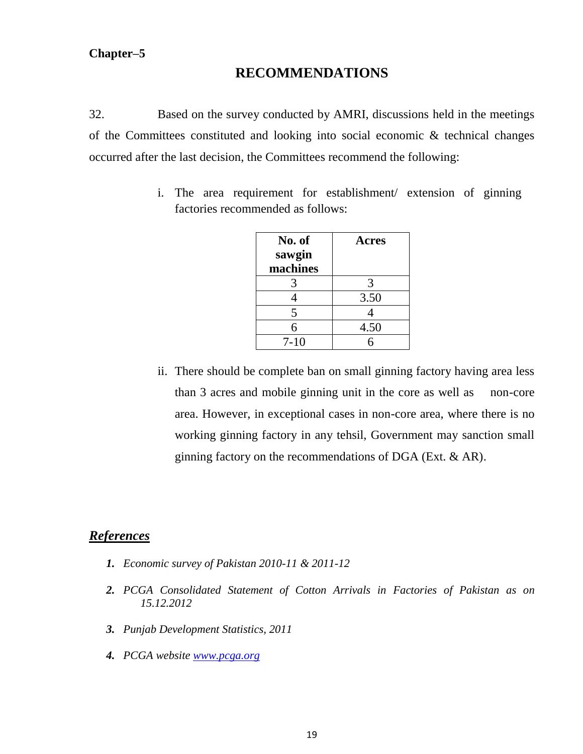**Chapter–5**

# RECOMMENDATIONS

32. Based on the survey conducted by AMRI, discussions held in the meetings of the Committees constituted and looking into social economic & technical changes occurred after the last decision, the Committees recommend the following:

i. The area requirement for establishment/ extension of ginning factories recommended as follows:

| No. of sawgin machines | Acres |
|---|---|
| 3 | 3 |
| 4 | 3.50 |
| 5 | 4 |
| 6 | 4.50 |
| 7-10 | 6 |

ii. There should be complete ban on small ginning factory having area less than 3 acres and mobile ginning unit in the core as well as non-core area. However, in exceptional cases in non-core area, where there is no working ginning factory in any tehsil, Government may sanction small ginning factory on the recommendations of DGA (Ext. & AR).

## ***References***

1. *Economic survey of Pakistan 2010-11 & 2011-12*
2. *PCGA Consolidated Statement of Cotton Arrivals in Factories of Pakistan as on 15.12.2012*
3. *Punjab Development Statistics, 2011*
4. *PCGA website [www.pcga.org](www.pcga.org)*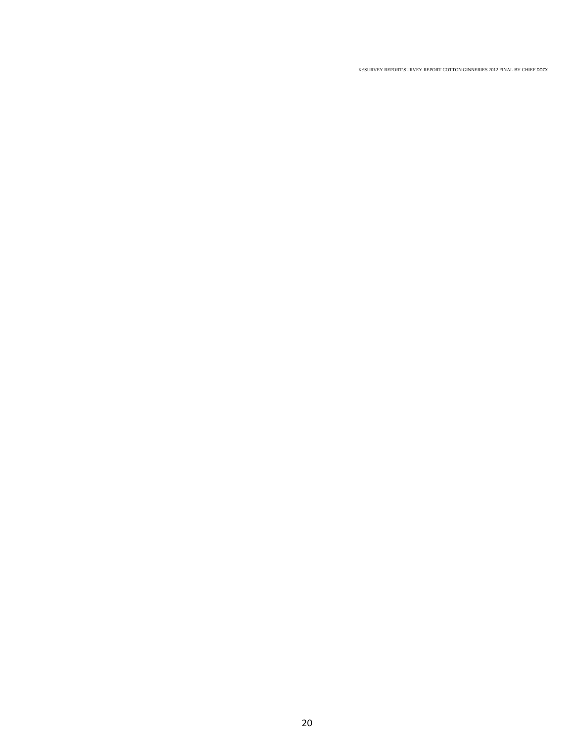K:\SURVEY REPORT\SURVEY REPORT COTTON GINNERIES 2012 FINAL BY CHIEF.DOCX